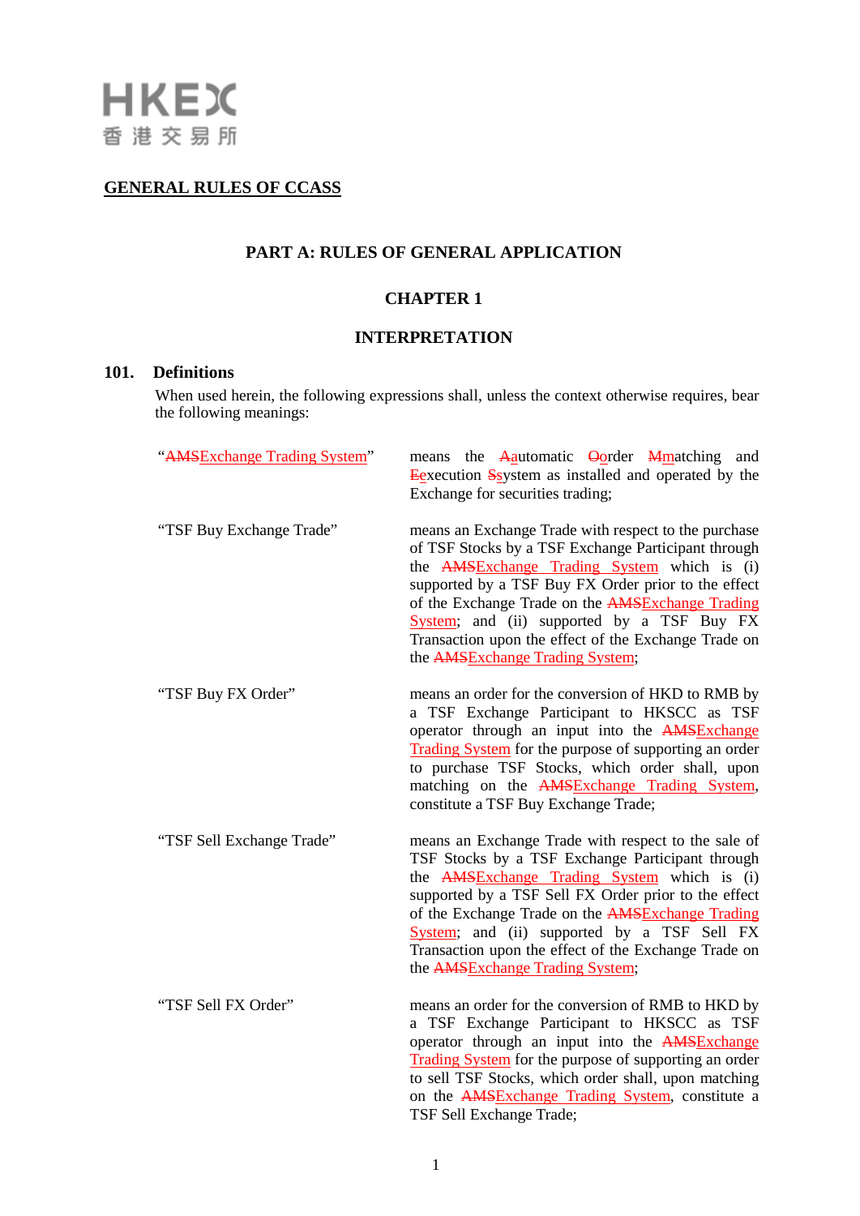# GENERAL RULES OF CCASS

## PART A: RULES OF GENERAL APPLICATION

## CHAPTER 1

## INTERPRETATION

### 101. Definitions

When used herein, the following expressions shall, unless the context otherwise requires, bear the following meanings:

| | |
|---|---|
| "~~AMS~~Exchange Trading System" | means the ~~A~~automatic ~~O~~order ~~M~~matching and ~~E~~execution ~~S~~system as installed and operated by the Exchange for securities trading; |
| "TSF Buy Exchange Trade" | means an Exchange Trade with respect to the purchase of TSF Stocks by a TSF Exchange Participant through the ~~AMS~~Exchange Trading System which is (i) supported by a TSF Buy FX Order prior to the effect of the Exchange Trade on the ~~AMS~~Exchange Trading System; and (ii) supported by a TSF Buy FX Transaction upon the effect of the Exchange Trade on the ~~AMS~~Exchange Trading System; |
| "TSF Buy FX Order" | means an order for the conversion of HKD to RMB by a TSF Exchange Participant to HKSCC as TSF operator through an input into the ~~AMS~~Exchange Trading System for the purpose of supporting an order to purchase TSF Stocks, which order shall, upon matching on the ~~AMS~~Exchange Trading System, constitute a TSF Buy Exchange Trade; |
| "TSF Sell Exchange Trade" | means an Exchange Trade with respect to the sale of TSF Stocks by a TSF Exchange Participant through the ~~AMS~~Exchange Trading System which is (i) supported by a TSF Sell FX Order prior to the effect of the Exchange Trade on the ~~AMS~~Exchange Trading System; and (ii) supported by a TSF Sell FX Transaction upon the effect of the Exchange Trade on the ~~AMS~~Exchange Trading System; |
| "TSF Sell FX Order" | means an order for the conversion of RMB to HKD by a TSF Exchange Participant to HKSCC as TSF operator through an input into the ~~AMS~~Exchange Trading System for the purpose of supporting an order to sell TSF Stocks, which order shall, upon matching on the ~~AMS~~Exchange Trading System, constitute a TSF Sell Exchange Trade; |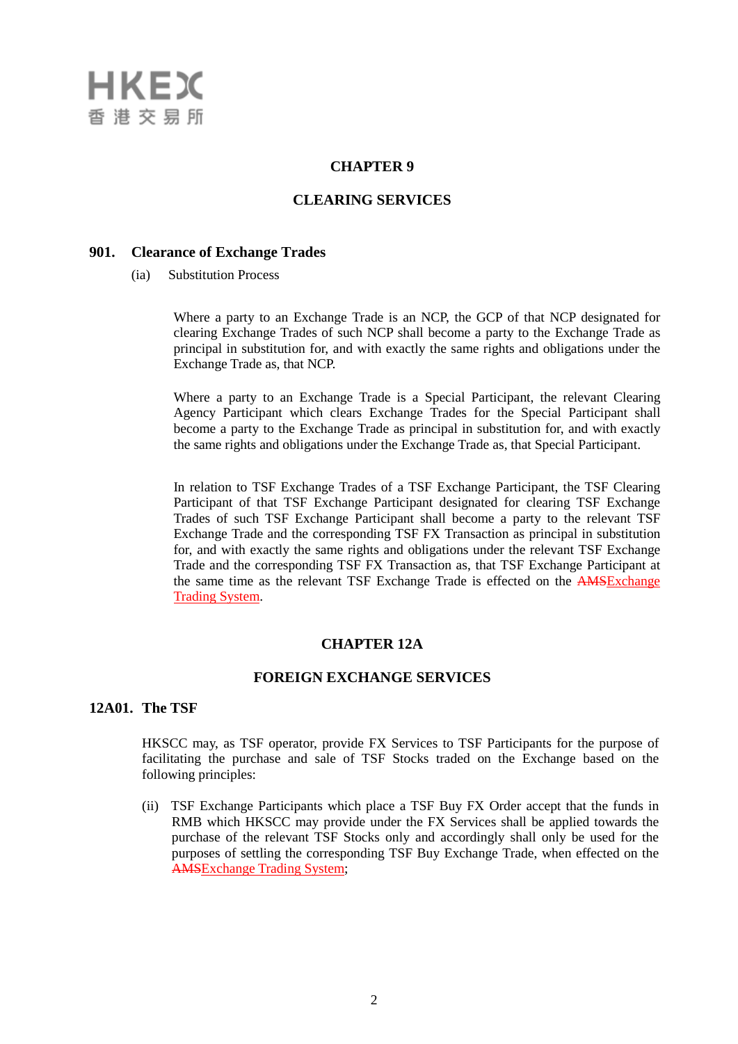## CHAPTER 9

## CLEARING SERVICES

### 901. Clearance of Exchange Trades

(ia) Substitution Process

Where a party to an Exchange Trade is an NCP, the GCP of that NCP designated for clearing Exchange Trades of such NCP shall become a party to the Exchange Trade as principal in substitution for, and with exactly the same rights and obligations under the Exchange Trade as, that NCP.

Where a party to an Exchange Trade is a Special Participant, the relevant Clearing Agency Participant which clears Exchange Trades for the Special Participant shall become a party to the Exchange Trade as principal in substitution for, and with exactly the same rights and obligations under the Exchange Trade as, that Special Participant.

In relation to TSF Exchange Trades of a TSF Exchange Participant, the TSF Clearing Participant of that TSF Exchange Participant designated for clearing TSF Exchange Trades of such TSF Exchange Participant shall become a party to the relevant TSF Exchange Trade and the corresponding TSF FX Transaction as principal in substitution for, and with exactly the same rights and obligations under the relevant TSF Exchange Trade and the corresponding TSF FX Transaction as, that TSF Exchange Participant at the same time as the relevant TSF Exchange Trade is effected on the ~~AMS~~Exchange Trading System.

## CHAPTER 12A

## FOREIGN EXCHANGE SERVICES

### 12A01. The TSF

HKSCC may, as TSF operator, provide FX Services to TSF Participants for the purpose of facilitating the purchase and sale of TSF Stocks traded on the Exchange based on the following principles:

(ii) TSF Exchange Participants which place a TSF Buy FX Order accept that the funds in RMB which HKSCC may provide under the FX Services shall be applied towards the purchase of the relevant TSF Stocks only and accordingly shall only be used for the purposes of settling the corresponding TSF Buy Exchange Trade, when effected on the ~~AMS~~Exchange Trading System;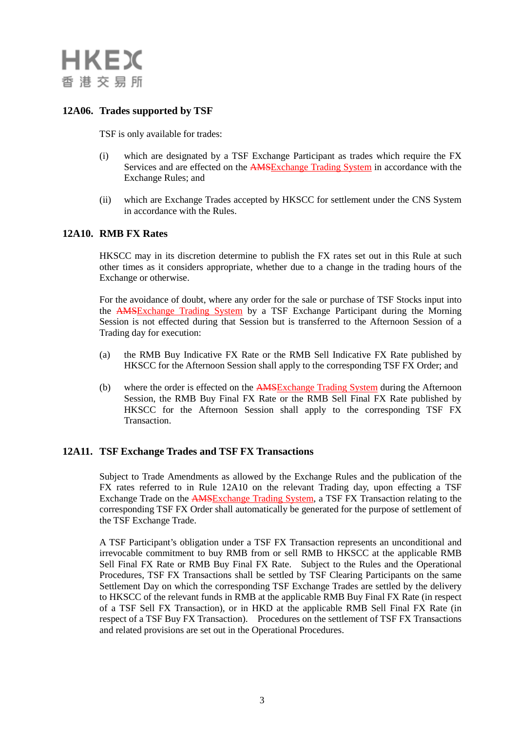### 12A06. Trades supported by TSF

TSF is only available for trades:

(i) which are designated by a TSF Exchange Participant as trades which require the FX Services and are effected on the ~~AMS~~Exchange Trading System in accordance with the Exchange Rules; and

(ii) which are Exchange Trades accepted by HKSCC for settlement under the CNS System in accordance with the Rules.

### 12A10. RMB FX Rates

HKSCC may in its discretion determine to publish the FX rates set out in this Rule at such other times as it considers appropriate, whether due to a change in the trading hours of the Exchange or otherwise.

For the avoidance of doubt, where any order for the sale or purchase of TSF Stocks input into the ~~AMS~~Exchange Trading System by a TSF Exchange Participant during the Morning Session is not effected during that Session but is transferred to the Afternoon Session of a Trading day for execution:

(a) the RMB Buy Indicative FX Rate or the RMB Sell Indicative FX Rate published by HKSCC for the Afternoon Session shall apply to the corresponding TSF FX Order; and

(b) where the order is effected on the ~~AMS~~Exchange Trading System during the Afternoon Session, the RMB Buy Final FX Rate or the RMB Sell Final FX Rate published by HKSCC for the Afternoon Session shall apply to the corresponding TSF FX Transaction.

### 12A11. TSF Exchange Trades and TSF FX Transactions

Subject to Trade Amendments as allowed by the Exchange Rules and the publication of the FX rates referred to in Rule 12A10 on the relevant Trading day, upon effecting a TSF Exchange Trade on the ~~AMS~~Exchange Trading System, a TSF FX Transaction relating to the corresponding TSF FX Order shall automatically be generated for the purpose of settlement of the TSF Exchange Trade.

A TSF Participant's obligation under a TSF FX Transaction represents an unconditional and irrevocable commitment to buy RMB from or sell RMB to HKSCC at the applicable RMB Sell Final FX Rate or RMB Buy Final FX Rate. Subject to the Rules and the Operational Procedures, TSF FX Transactions shall be settled by TSF Clearing Participants on the same Settlement Day on which the corresponding TSF Exchange Trades are settled by the delivery to HKSCC of the relevant funds in RMB at the applicable RMB Buy Final FX Rate (in respect of a TSF Sell FX Transaction), or in HKD at the applicable RMB Sell Final FX Rate (in respect of a TSF Buy FX Transaction). Procedures on the settlement of TSF FX Transactions and related provisions are set out in the Operational Procedures.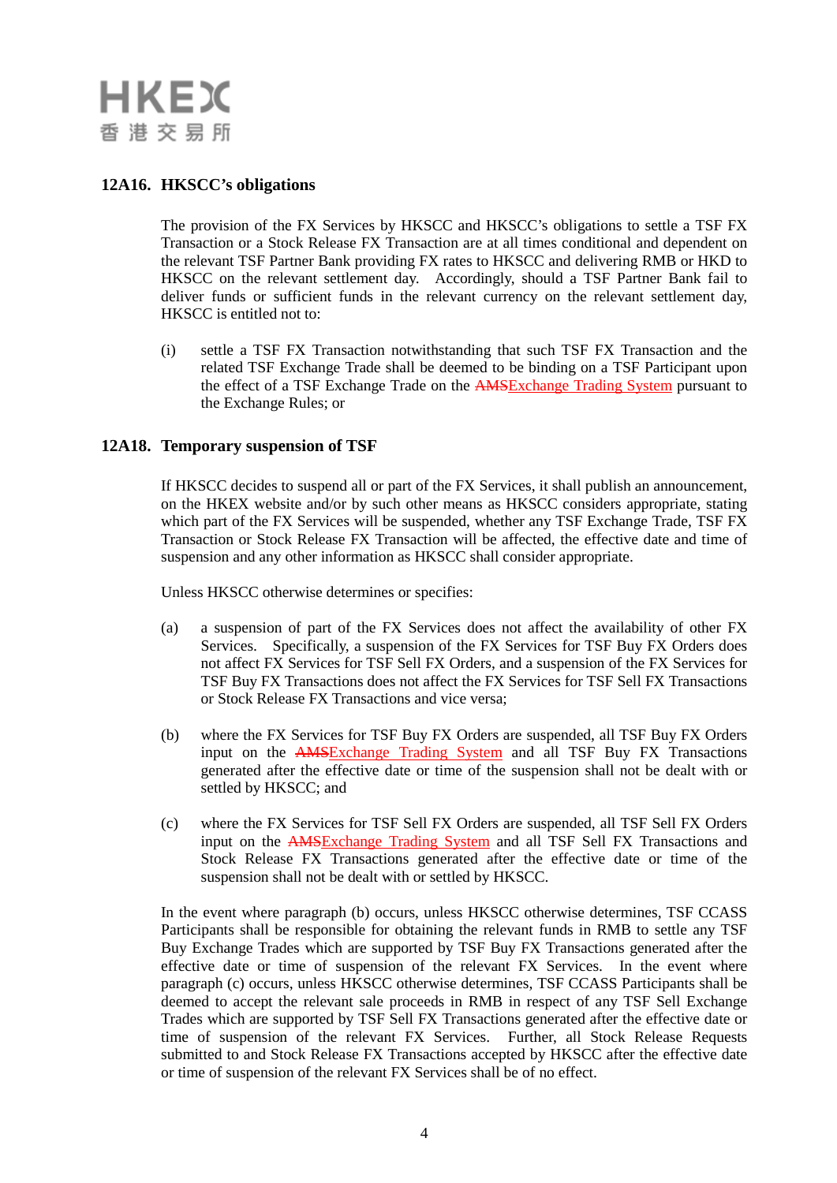### 12A16. HKSCC's obligations

The provision of the FX Services by HKSCC and HKSCC's obligations to settle a TSF FX Transaction or a Stock Release FX Transaction are at all times conditional and dependent on the relevant TSF Partner Bank providing FX rates to HKSCC and delivering RMB or HKD to HKSCC on the relevant settlement day. Accordingly, should a TSF Partner Bank fail to deliver funds or sufficient funds in the relevant currency on the relevant settlement day, HKSCC is entitled not to:

(i) settle a TSF FX Transaction notwithstanding that such TSF FX Transaction and the related TSF Exchange Trade shall be deemed to be binding on a TSF Participant upon the effect of a TSF Exchange Trade on the ~~AMS~~Exchange Trading System pursuant to the Exchange Rules; or

### 12A18. Temporary suspension of TSF

If HKSCC decides to suspend all or part of the FX Services, it shall publish an announcement, on the HKEX website and/or by such other means as HKSCC considers appropriate, stating which part of the FX Services will be suspended, whether any TSF Exchange Trade, TSF FX Transaction or Stock Release FX Transaction will be affected, the effective date and time of suspension and any other information as HKSCC shall consider appropriate.

Unless HKSCC otherwise determines or specifies:

(a) a suspension of part of the FX Services does not affect the availability of other FX Services. Specifically, a suspension of the FX Services for TSF Buy FX Orders does not affect FX Services for TSF Sell FX Orders, and a suspension of the FX Services for TSF Buy FX Transactions does not affect the FX Services for TSF Sell FX Transactions or Stock Release FX Transactions and vice versa;

(b) where the FX Services for TSF Buy FX Orders are suspended, all TSF Buy FX Orders input on the ~~AMS~~Exchange Trading System and all TSF Buy FX Transactions generated after the effective date or time of the suspension shall not be dealt with or settled by HKSCC; and

(c) where the FX Services for TSF Sell FX Orders are suspended, all TSF Sell FX Orders input on the ~~AMS~~Exchange Trading System and all TSF Sell FX Transactions and Stock Release FX Transactions generated after the effective date or time of the suspension shall not be dealt with or settled by HKSCC.

In the event where paragraph (b) occurs, unless HKSCC otherwise determines, TSF CCASS Participants shall be responsible for obtaining the relevant funds in RMB to settle any TSF Buy Exchange Trades which are supported by TSF Buy FX Transactions generated after the effective date or time of suspension of the relevant FX Services. In the event where paragraph (c) occurs, unless HKSCC otherwise determines, TSF CCASS Participants shall be deemed to accept the relevant sale proceeds in RMB in respect of any TSF Sell Exchange Trades which are supported by TSF Sell FX Transactions generated after the effective date or time of suspension of the relevant FX Services. Further, all Stock Release Requests submitted to and Stock Release FX Transactions accepted by HKSCC after the effective date or time of suspension of the relevant FX Services shall be of no effect.